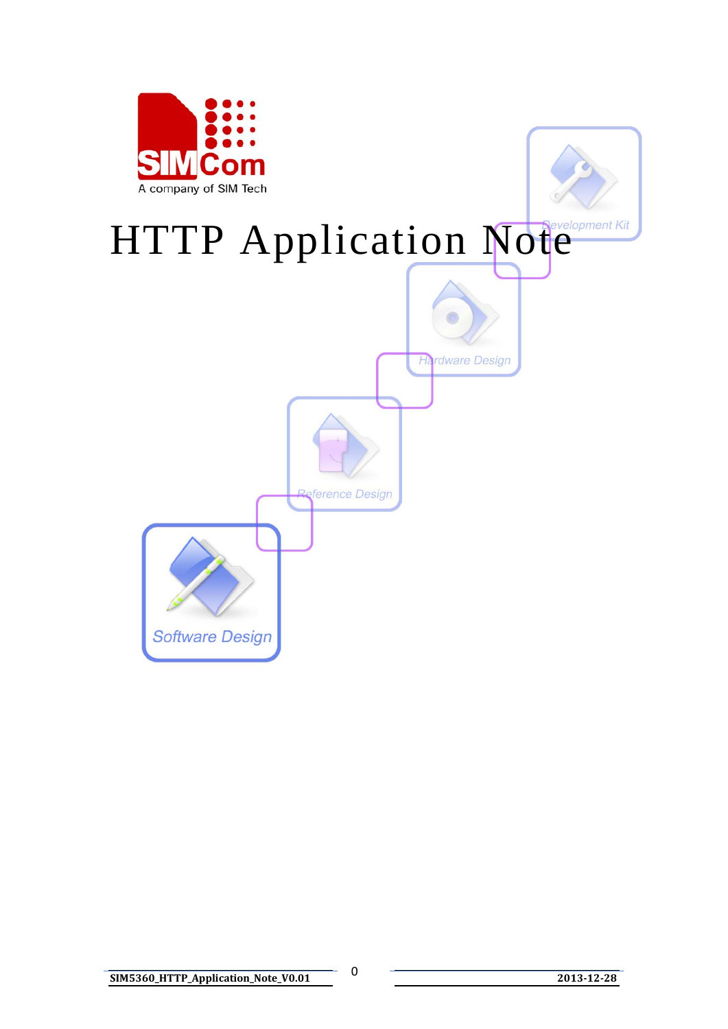# HTTP Application Note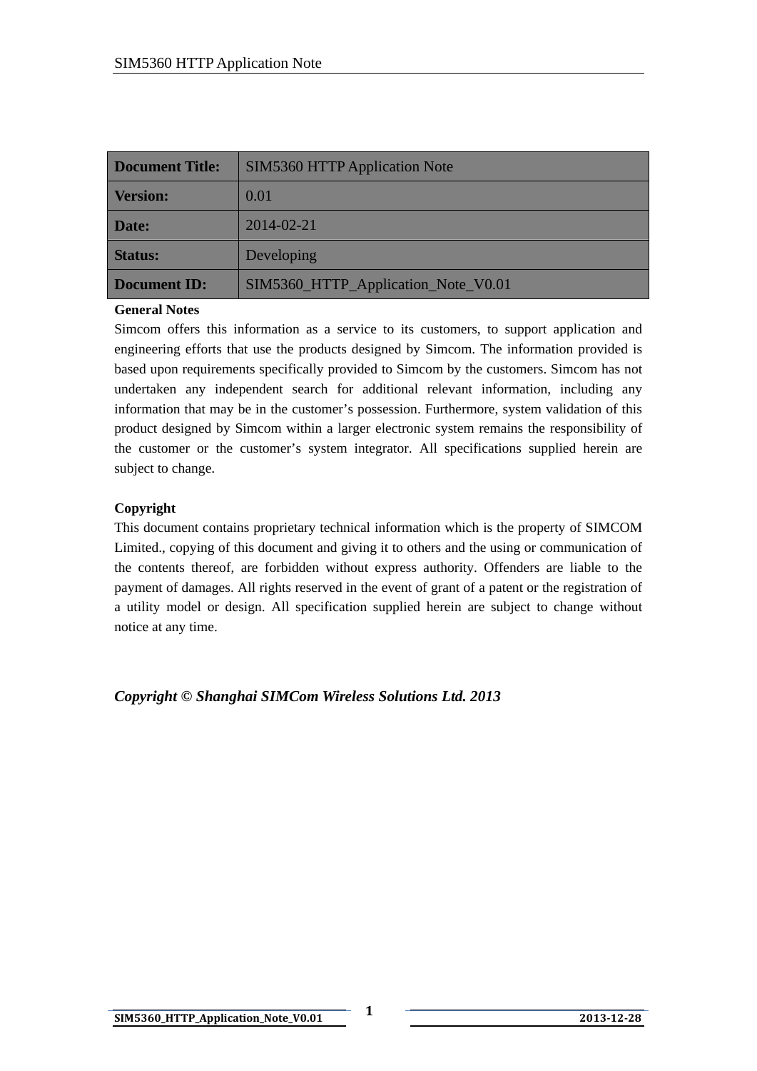| Document Title: | SIM5360 HTTP Application Note |
| --- | --- |
| Version: | 0.01 |
| Date: | 2014-02-21 |
| Status: | Developing |
| Document ID: | SIM5360_HTTP_Application_Note_V0.01 |

**General Notes**

Simcom offers this information as a service to its customers, to support application and engineering efforts that use the products designed by Simcom. The information provided is based upon requirements specifically provided to Simcom by the customers. Simcom has not undertaken any independent search for additional relevant information, including any information that may be in the customer's possession. Furthermore, system validation of this product designed by Simcom within a larger electronic system remains the responsibility of the customer or the customer's system integrator. All specifications supplied herein are subject to change.

**Copyright**

This document contains proprietary technical information which is the property of SIMCOM Limited., copying of this document and giving it to others and the using or communication of the contents thereof, are forbidden without express authority. Offenders are liable to the payment of damages. All rights reserved in the event of grant of a patent or the registration of a utility model or design. All specification supplied herein are subject to change without notice at any time.

***Copyright © Shanghai SIMCom Wireless Solutions Ltd. 2013***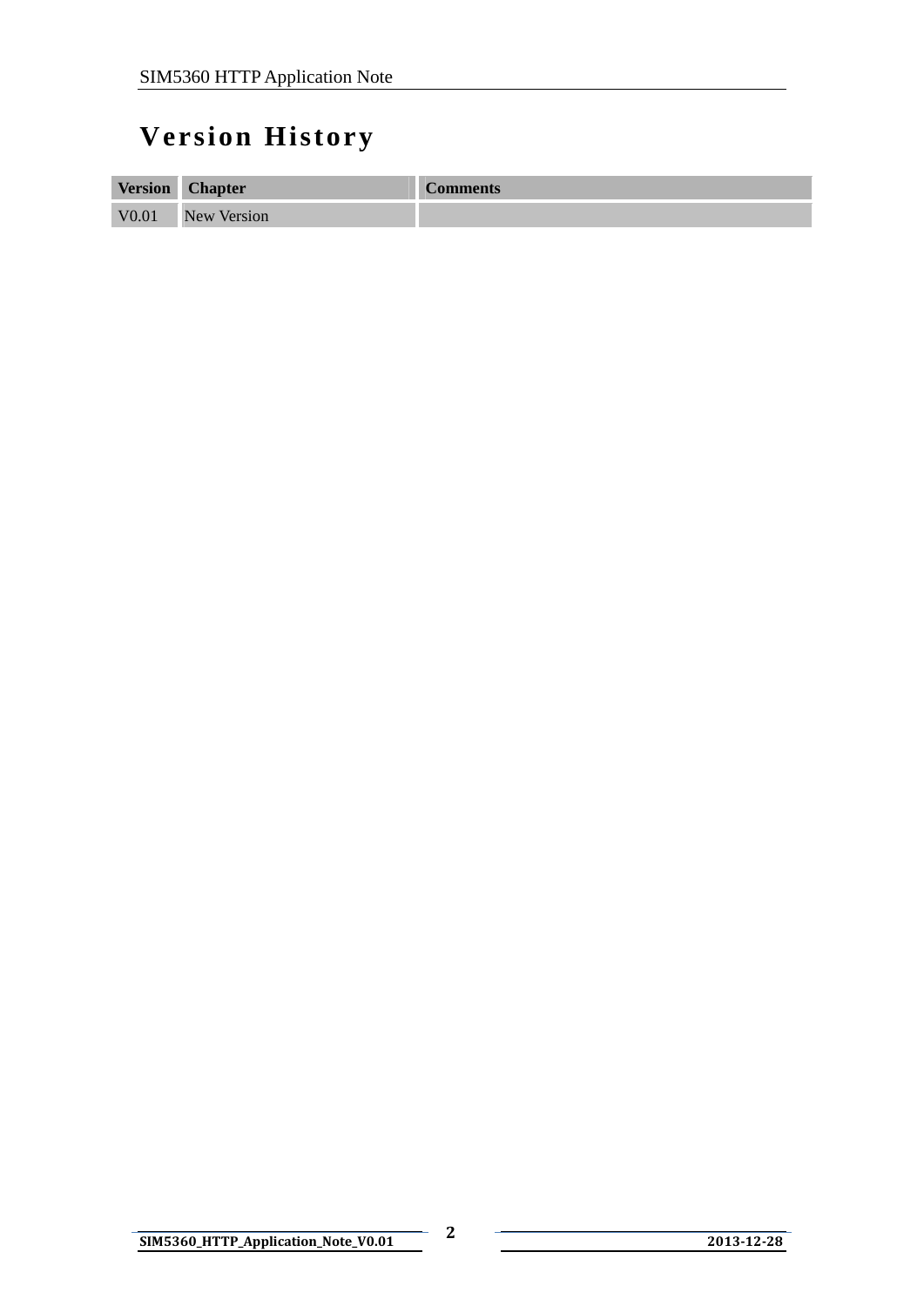# Version History

| Version | Chapter | Comments |
|---|---|---|
| V0.01 | New Version | |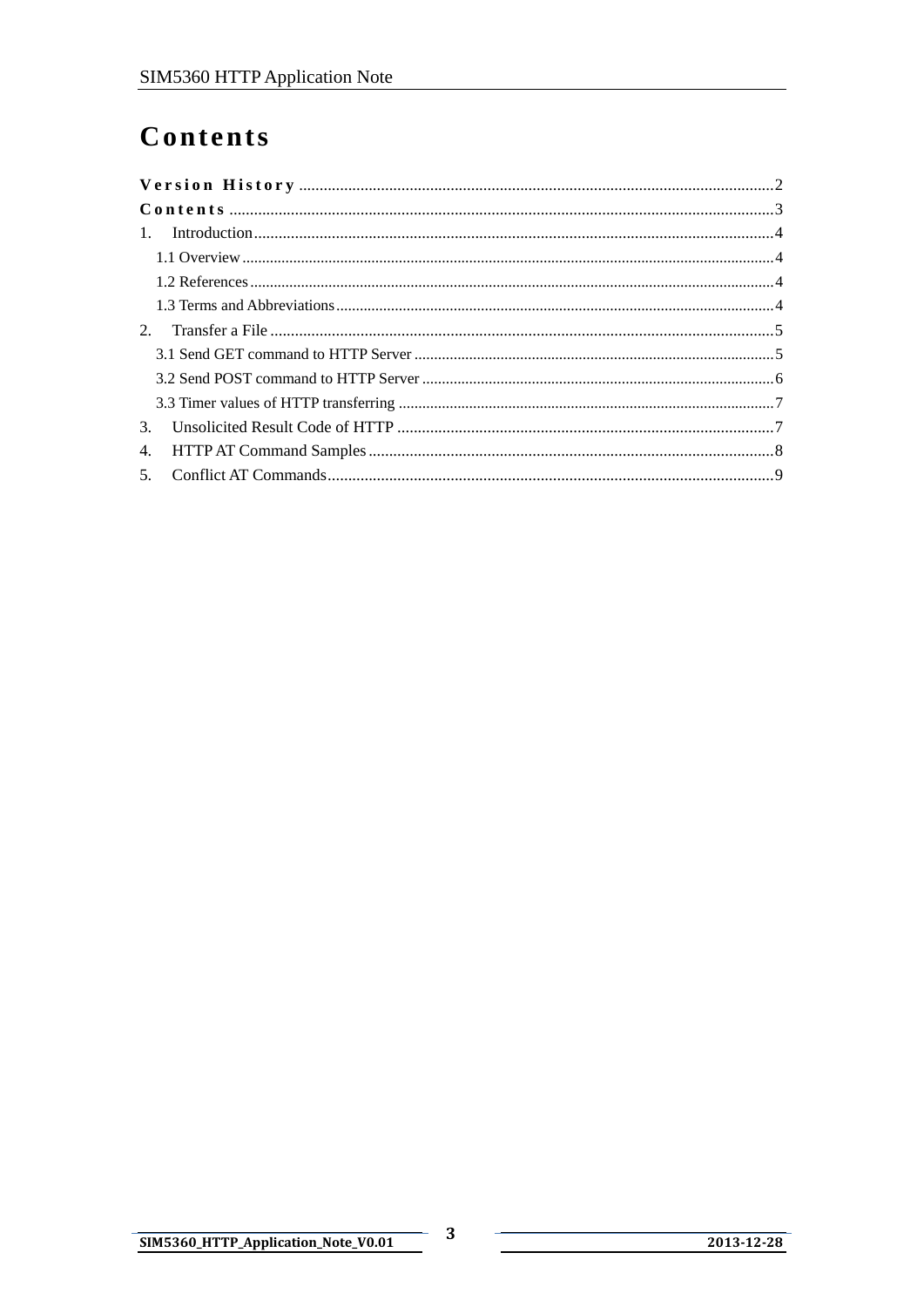# Contents

Version History ........................................................................................................................2
Contents ....................................................................................................................................3
1. Introduction ..........................................................................................................................4
  1.1 Overview ...........................................................................................................................4
  1.2 References ........................................................................................................................4
  1.3 Terms and Abbreviations ...................................................................................................4
2. Transfer a File .......................................................................................................................5
  3.1 Send GET command to HTTP Server ................................................................................5
  3.2 Send POST command to HTTP Server ..............................................................................6
  3.3 Timer values of HTTP transferring ...................................................................................7
3. Unsolicited Result Code of HTTP ...........................................................................................7
4. HTTP AT Command Samples .................................................................................................8
5. Conflict AT Commands ..........................................................................................................9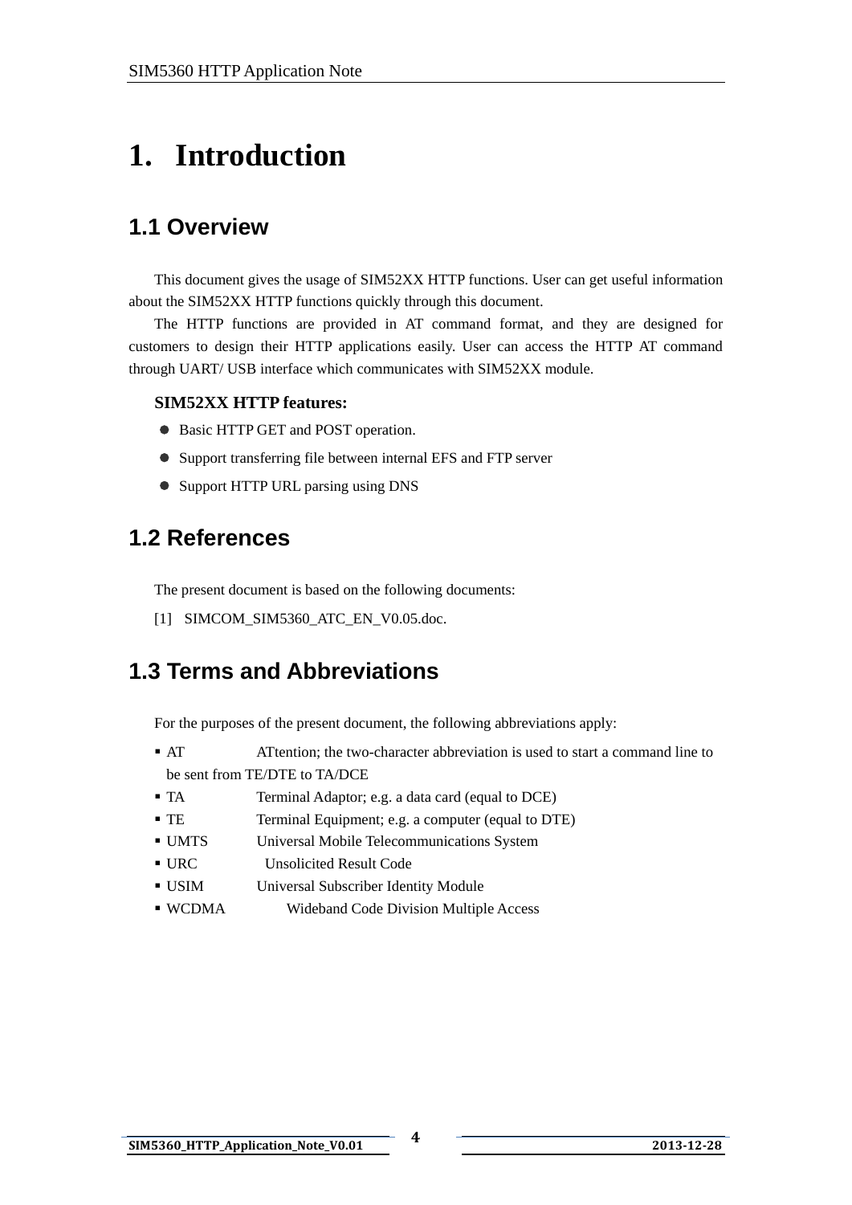# 1. Introduction

## 1.1 Overview

This document gives the usage of SIM52XX HTTP functions. User can get useful information about the SIM52XX HTTP functions quickly through this document.

The HTTP functions are provided in AT command format, and they are designed for customers to design their HTTP applications easily. User can access the HTTP AT command through UART/ USB interface which communicates with SIM52XX module.

**SIM52XX HTTP features:**

- Basic HTTP GET and POST operation.
- Support transferring file between internal EFS and FTP server
- Support HTTP URL parsing using DNS

## 1.2 References

The present document is based on the following documents:

[1] SIMCOM_SIM5360_ATC_EN_V0.05.doc.

## 1.3 Terms and Abbreviations

For the purposes of the present document, the following abbreviations apply:

- AT ATtention; the two-character abbreviation is used to start a command line to be sent from TE/DTE to TA/DCE
- TA Terminal Adaptor; e.g. a data card (equal to DCE)
- TE Terminal Equipment; e.g. a computer (equal to DTE)
- UMTS Universal Mobile Telecommunications System
- URC Unsolicited Result Code
- USIM Universal Subscriber Identity Module
- WCDMA Wideband Code Division Multiple Access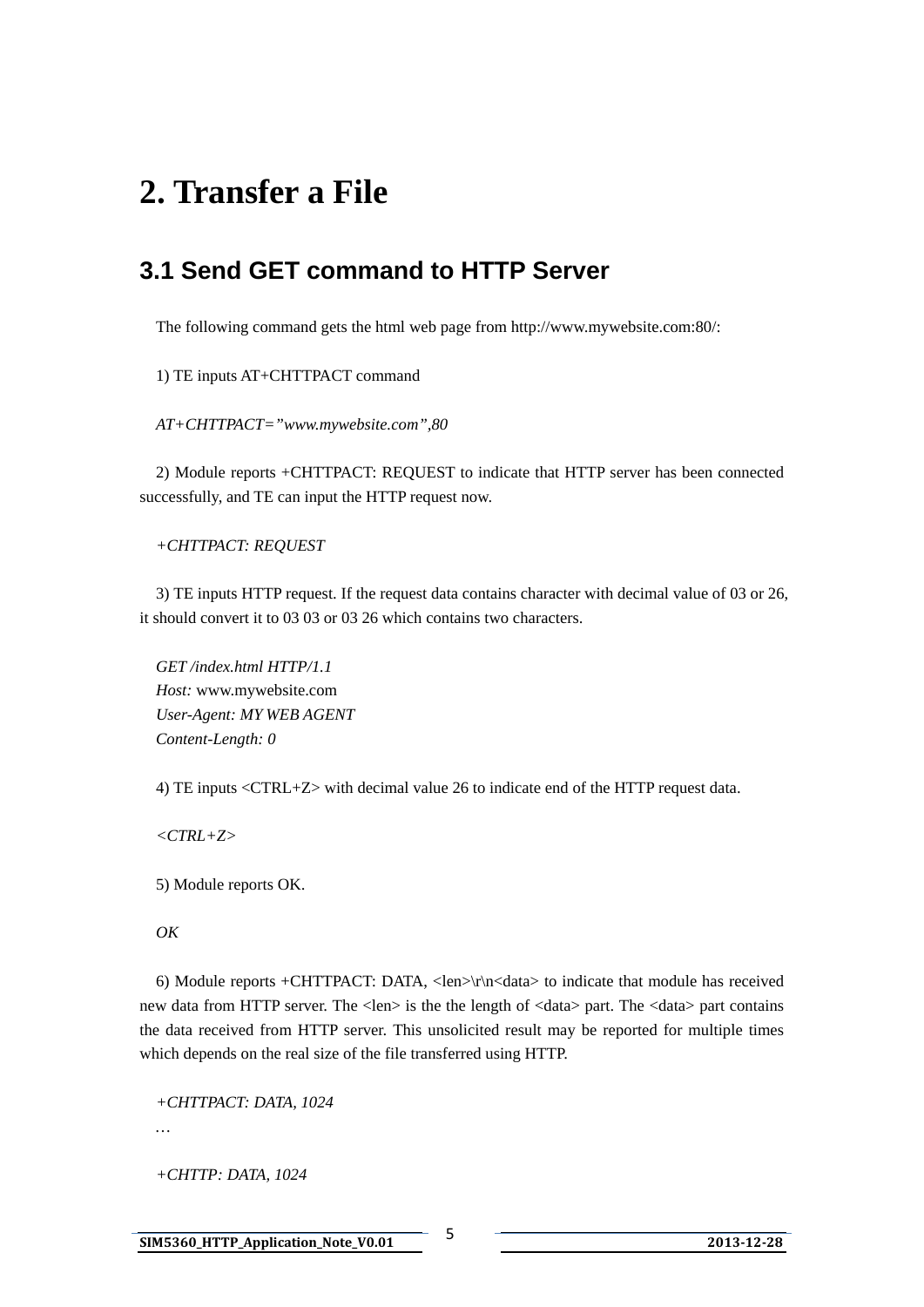# 2. Transfer a File

## 3.1 Send GET command to HTTP Server

The following command gets the html web page from http://www.mywebsite.com:80/:

1) TE inputs AT+CHTTPACT command

*AT+CHTTPACT=”www.mywebsite.com”,80*

2) Module reports +CHTTPACT: REQUEST to indicate that HTTP server has been connected successfully, and TE can input the HTTP request now.

*+CHTTPACT: REQUEST*

3) TE inputs HTTP request. If the request data contains character with decimal value of 03 or 26, it should convert it to 03 03 or 03 26 which contains two characters.

*GET /index.html HTTP/1.1*
*Host:* www.mywebsite.com
*User-Agent: MY WEB AGENT*
*Content-Length: 0*

4) TE inputs <CTRL+Z> with decimal value 26 to indicate end of the HTTP request data.

*<CTRL+Z>*

5) Module reports OK.

*OK*

6) Module reports +CHTTPACT: DATA, <len>\r\n<data> to indicate that module has received new data from HTTP server. The <len> is the the length of <data> part. The <data> part contains the data received from HTTP server. This unsolicited result may be reported for multiple times which depends on the real size of the file transferred using HTTP.

*+CHTTPACT: DATA, 1024*
*…*

*+CHTTP: DATA, 1024*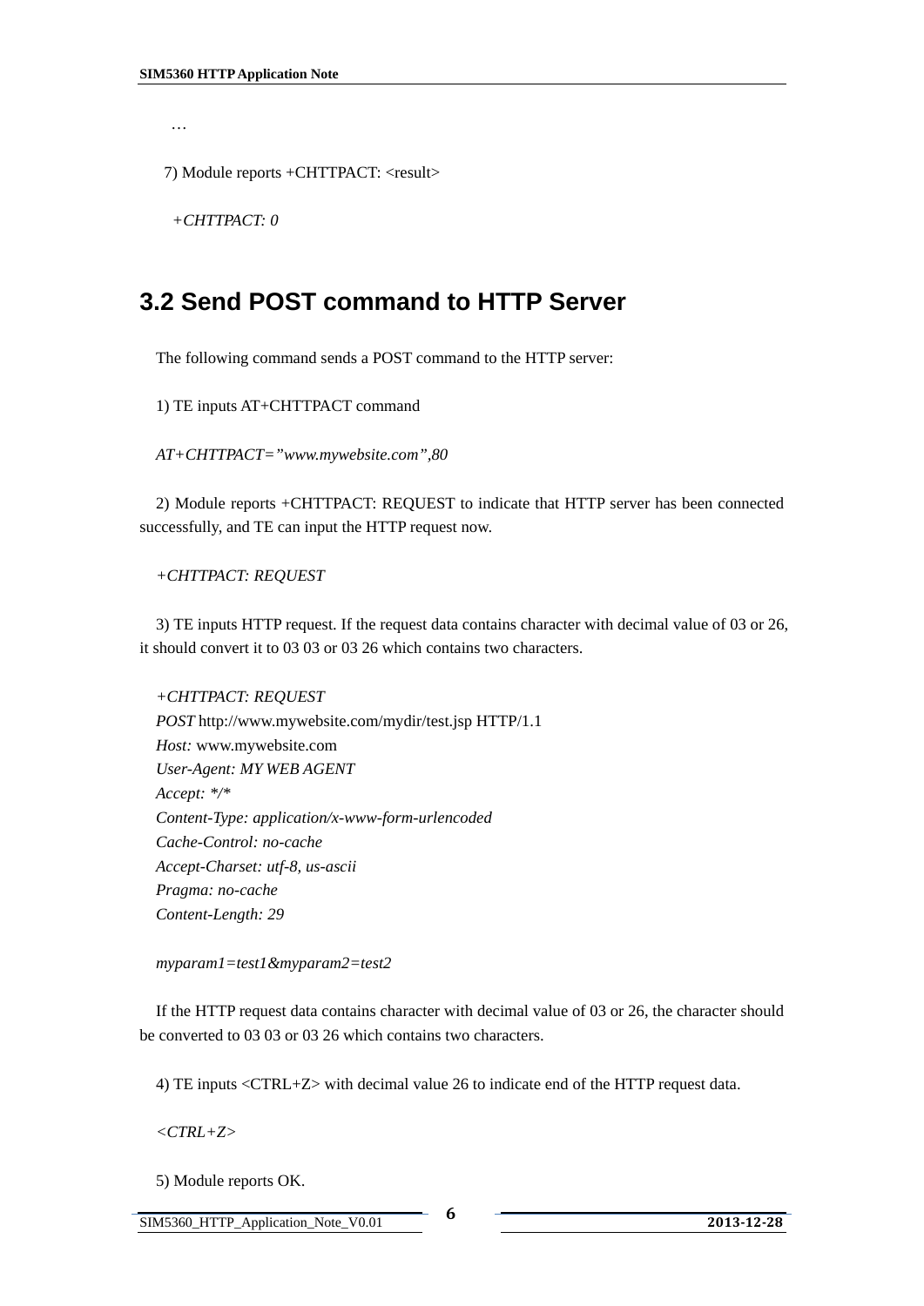…

7) Module reports +CHTTPACT: <result>

*+CHTTPACT: 0*

## 3.2 Send POST command to HTTP Server

The following command sends a POST command to the HTTP server:

1) TE inputs AT+CHTTPACT command

*AT+CHTTPACT="www.mywebsite.com",80*

2) Module reports +CHTTPACT: REQUEST to indicate that HTTP server has been connected successfully, and TE can input the HTTP request now.

*+CHTTPACT: REQUEST*

3) TE inputs HTTP request. If the request data contains character with decimal value of 03 or 26, it should convert it to 03 03 or 03 26 which contains two characters.

*+CHTTPACT: REQUEST*
*POST* http://www.mywebsite.com/mydir/test.jsp HTTP/1.1
*Host:* www.mywebsite.com
*User-Agent: MY WEB AGENT*
*Accept: */**
*Content-Type: application/x-www-form-urlencoded*
*Cache-Control: no-cache*
*Accept-Charset: utf-8, us-ascii*
*Pragma: no-cache*
*Content-Length: 29*

*myparam1=test1&myparam2=test2*

If the HTTP request data contains character with decimal value of 03 or 26, the character should be converted to 03 03 or 03 26 which contains two characters.

4) TE inputs <CTRL+Z> with decimal value 26 to indicate end of the HTTP request data.

*<CTRL+Z>*

5) Module reports OK.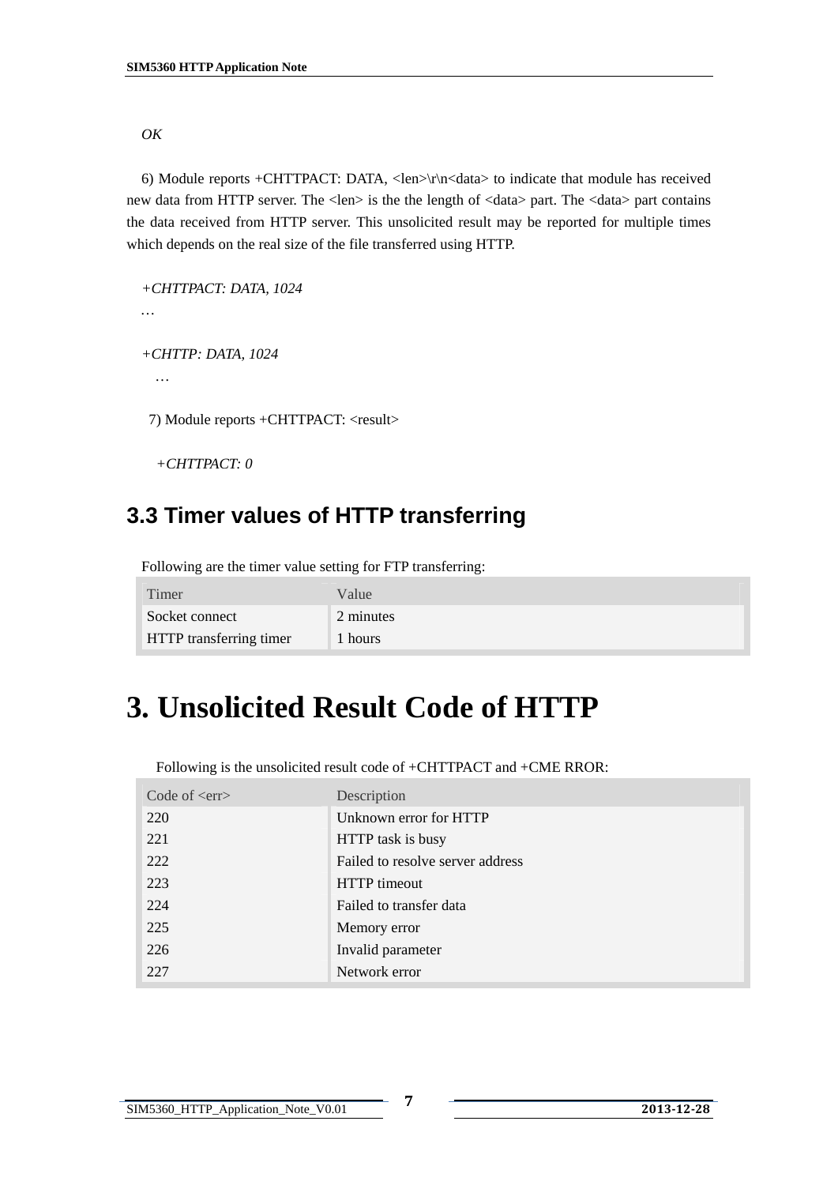*OK*

6) Module reports +CHTTPACT: DATA, <len>\r\n<data> to indicate that module has received new data from HTTP server. The <len> is the the length of <data> part. The <data> part contains the data received from HTTP server. This unsolicited result may be reported for multiple times which depends on the real size of the file transferred using HTTP.

*+CHTTPACT: DATA, 1024*
*…*

*+CHTTP: DATA, 1024*
*…*

7) Module reports +CHTTPACT: <result>

*+CHTTPACT: 0*

## 3.3 Timer values of HTTP transferring

Following are the timer value setting for FTP transferring:

| Timer | Value |
| --- | --- |
| Socket connect | 2 minutes |
| HTTP transferring timer | 1 hours |

# 3. Unsolicited Result Code of HTTP

Following is the unsolicited result code of +CHTTPACT and +CME RROR:

| Code of <err> | Description |
| --- | --- |
| 220 | Unknown error for HTTP |
| 221 | HTTP task is busy |
| 222 | Failed to resolve server address |
| 223 | HTTP timeout |
| 224 | Failed to transfer data |
| 225 | Memory error |
| 226 | Invalid parameter |
| 227 | Network error |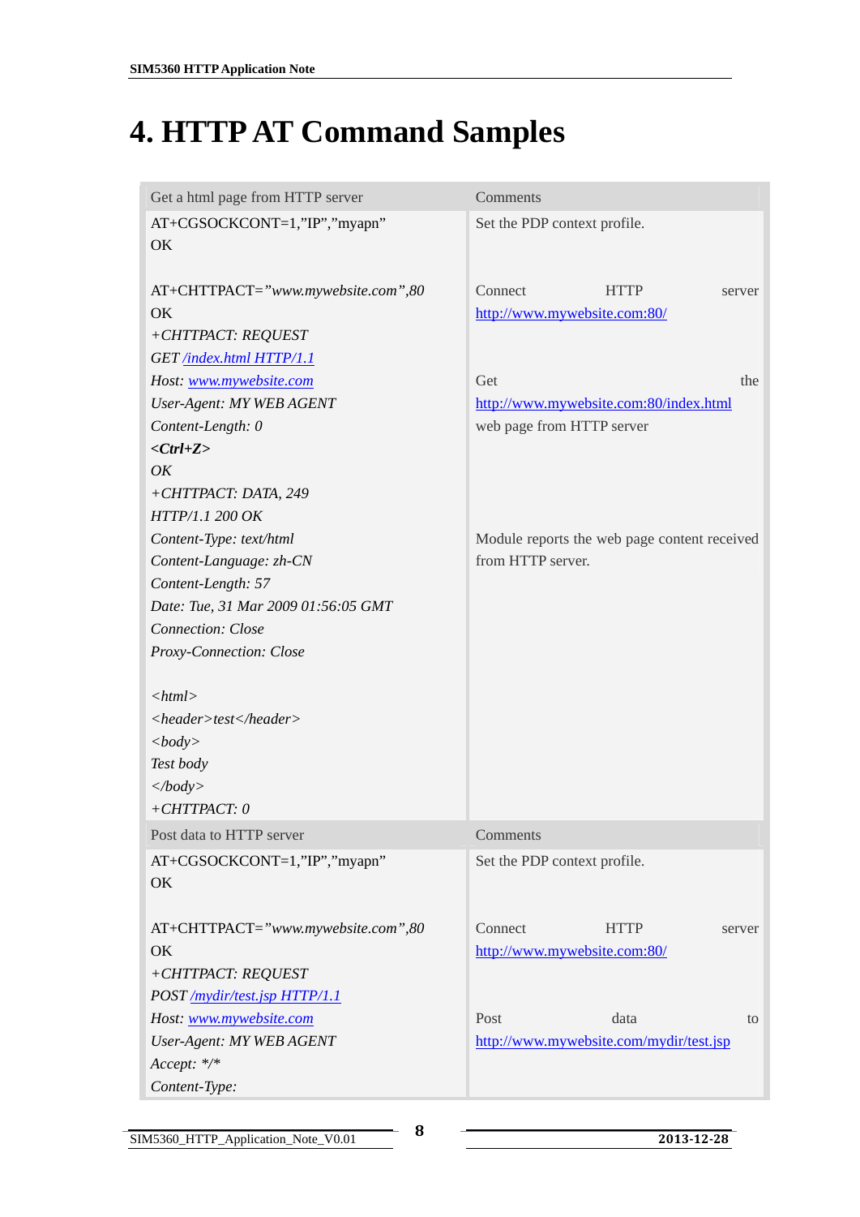# 4. HTTP AT Command Samples

| Get a html page from HTTP server | Comments |
|---|---|
| AT+CGSOCKCONT=1,"IP","myapn"<br>OK | Set the PDP context profile. |
| AT+CHTTPACT="*www.mywebsite.com*",80<br>OK | Connect HTTP server http://www.mywebsite.com:80/ |
| *+CHTTPACT: REQUEST*<br>*GET /index.html HTTP/1.1*<br>*Host: www.mywebsite.com*<br>*User-Agent: MY WEB AGENT*<br>*Content-Length: 0*<br>***<Ctrl+Z>***<br>*OK* | Get the http://www.mywebsite.com:80/index.html web page from HTTP server |
| *+CHTTPACT: DATA, 249*<br>*HTTP/1.1 200 OK*<br>*Content-Type: text/html*<br>*Content-Language: zh-CN*<br>*Content-Length: 57*<br>*Date: Tue, 31 Mar 2009 01:56:05 GMT*<br>*Connection: Close*<br>*Proxy-Connection: Close*<br><br>*<html>*<br>*<header>test</header>*<br>*<body>*<br>*Test body*<br>*</body>*<br>*+CHTTPACT: 0* | Module reports the web page content received from HTTP server. |
| **Post data to HTTP server** | **Comments** |
| AT+CGSOCKCONT=1,"IP","myapn"<br>OK | Set the PDP context profile. |
| AT+CHTTPACT="*www.mywebsite.com*",80<br>OK | Connect HTTP server http://www.mywebsite.com:80/ |
| *+CHTTPACT: REQUEST*<br>*POST /mydir/test.jsp HTTP/1.1*<br>*Host: www.mywebsite.com*<br>*User-Agent: MY WEB AGENT*<br>*Accept: */**<br>*Content-Type:* | Post data to http://www.mywebsite.com/mydir/test.jsp |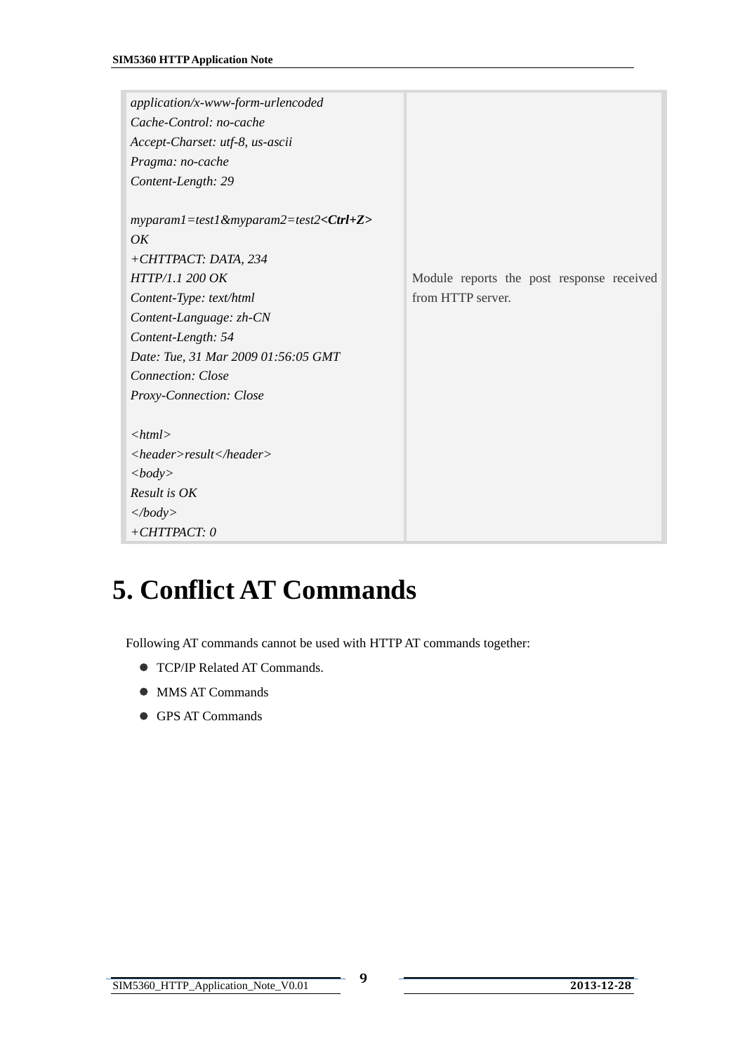| | |
|---|---|
| *application/x-www-form-urlencoded*<br>*Cache-Control: no-cache*<br>*Accept-Charset: utf-8, us-ascii*<br>*Pragma: no-cache*<br>*Content-Length: 29*<br><br>*myparam1=test1&myparam2=test2**<Ctrl+Z>***<br>*OK* | |
| *+CHTTPACT: DATA, 234*<br>*HTTP/1.1 200 OK*<br>*Content-Type: text/html*<br>*Content-Language: zh-CN*<br>*Content-Length: 54*<br>*Date: Tue, 31 Mar 2009 01:56:05 GMT*<br>*Connection: Close*<br>*Proxy-Connection: Close*<br><br>*<html>*<br>*<header>result</header>*<br>*<body>*<br>*Result is OK*<br>*</body>*<br>*+CHTTPACT: 0* | Module reports the post response received from HTTP server. |

# 5. Conflict AT Commands

Following AT commands cannot be used with HTTP AT commands together:

- TCP/IP Related AT Commands.
- MMS AT Commands
- GPS AT Commands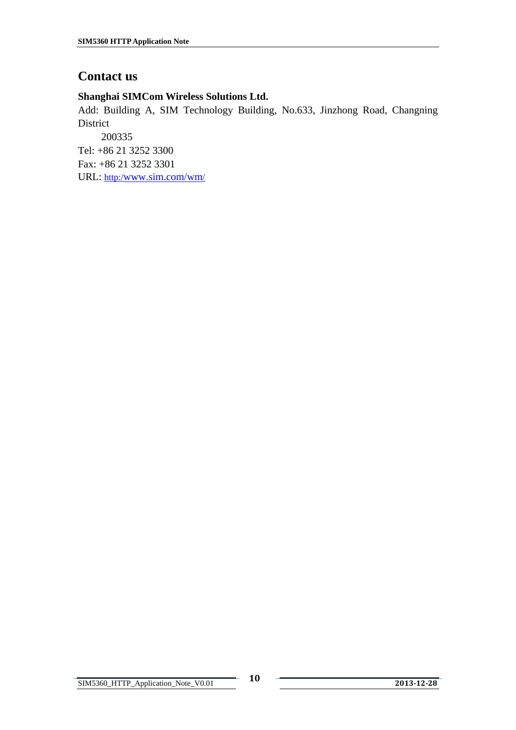# Contact us

**Shanghai SIMCom Wireless Solutions Ltd.**

Add: Building A, SIM Technology Building, No.633, Jinzhong Road, Changning District

200335

Tel: +86 21 3252 3300

Fax: +86 21 3252 3301

URL: http:/www.sim.com/wm/